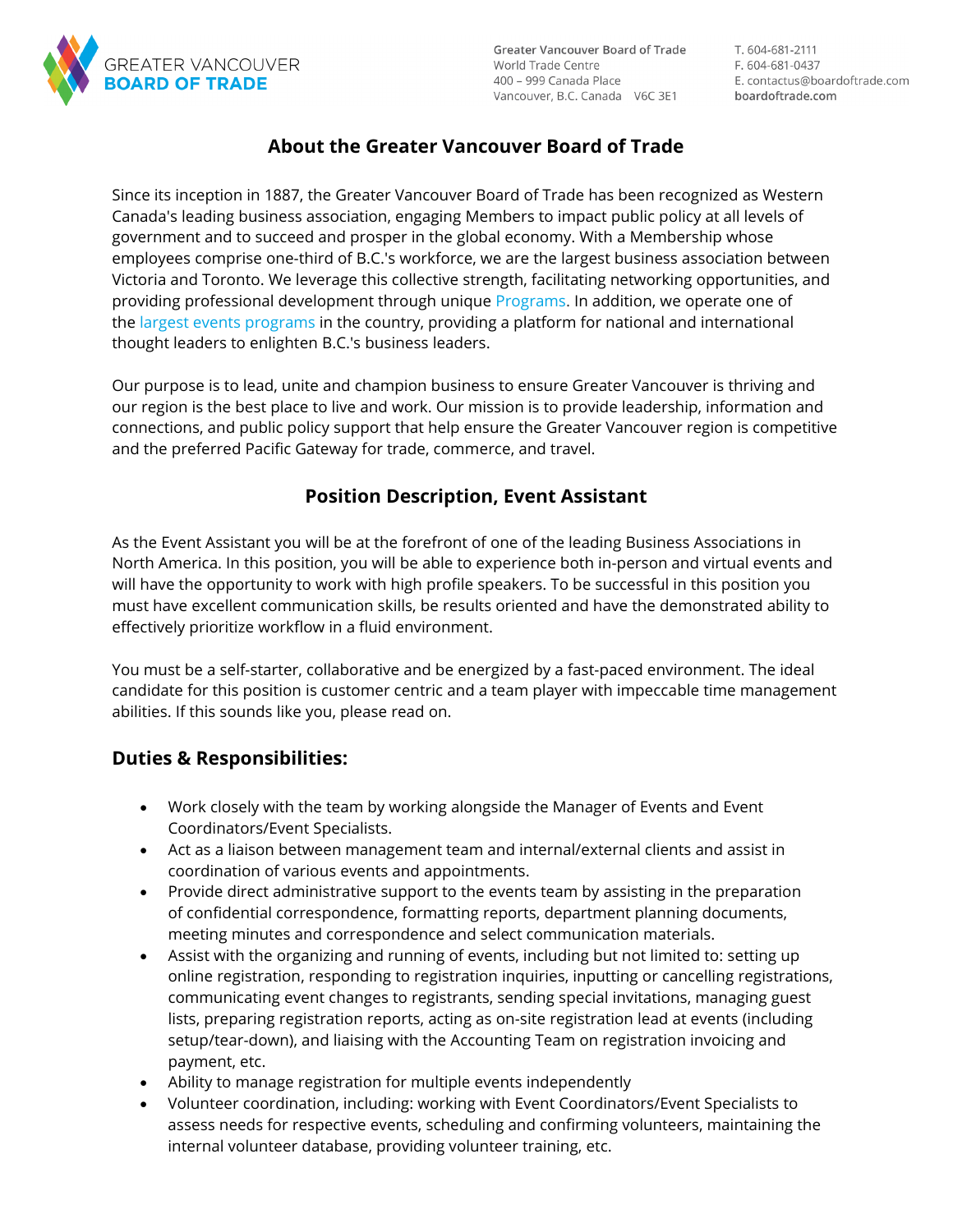GREATER VANCOUVER
**BOARD OF TRADE**

Greater Vancouver Board of Trade
World Trade Centre
400 – 999 Canada Place
Vancouver, B.C. Canada V6C 3E1

T. 604-681-2111
F. 604-681-0437
E. contactus@boardoftrade.com
boardoftrade.com

## About the Greater Vancouver Board of Trade

Since its inception in 1887, the Greater Vancouver Board of Trade has been recognized as Western Canada's leading business association, engaging Members to impact public policy at all levels of government and to succeed and prosper in the global economy. With a Membership whose employees comprise one-third of B.C.'s workforce, we are the largest business association between Victoria and Toronto. We leverage this collective strength, facilitating networking opportunities, and providing professional development through unique Programs. In addition, we operate one of the largest events programs in the country, providing a platform for national and international thought leaders to enlighten B.C.'s business leaders.

Our purpose is to lead, unite and champion business to ensure Greater Vancouver is thriving and our region is the best place to live and work. Our mission is to provide leadership, information and connections, and public policy support that help ensure the Greater Vancouver region is competitive and the preferred Pacific Gateway for trade, commerce, and travel.

## Position Description, Event Assistant

As the Event Assistant you will be at the forefront of one of the leading Business Associations in North America. In this position, you will be able to experience both in-person and virtual events and will have the opportunity to work with high profile speakers. To be successful in this position you must have excellent communication skills, be results oriented and have the demonstrated ability to effectively prioritize workflow in a fluid environment.

You must be a self-starter, collaborative and be energized by a fast-paced environment. The ideal candidate for this position is customer centric and a team player with impeccable time management abilities. If this sounds like you, please read on.

### Duties & Responsibilities:

- Work closely with the team by working alongside the Manager of Events and Event Coordinators/Event Specialists.
- Act as a liaison between management team and internal/external clients and assist in coordination of various events and appointments.
- Provide direct administrative support to the events team by assisting in the preparation of confidential correspondence, formatting reports, department planning documents, meeting minutes and correspondence and select communication materials.
- Assist with the organizing and running of events, including but not limited to: setting up online registration, responding to registration inquiries, inputting or cancelling registrations, communicating event changes to registrants, sending special invitations, managing guest lists, preparing registration reports, acting as on-site registration lead at events (including setup/tear-down), and liaising with the Accounting Team on registration invoicing and payment, etc.
- Ability to manage registration for multiple events independently
- Volunteer coordination, including: working with Event Coordinators/Event Specialists to assess needs for respective events, scheduling and confirming volunteers, maintaining the internal volunteer database, providing volunteer training, etc.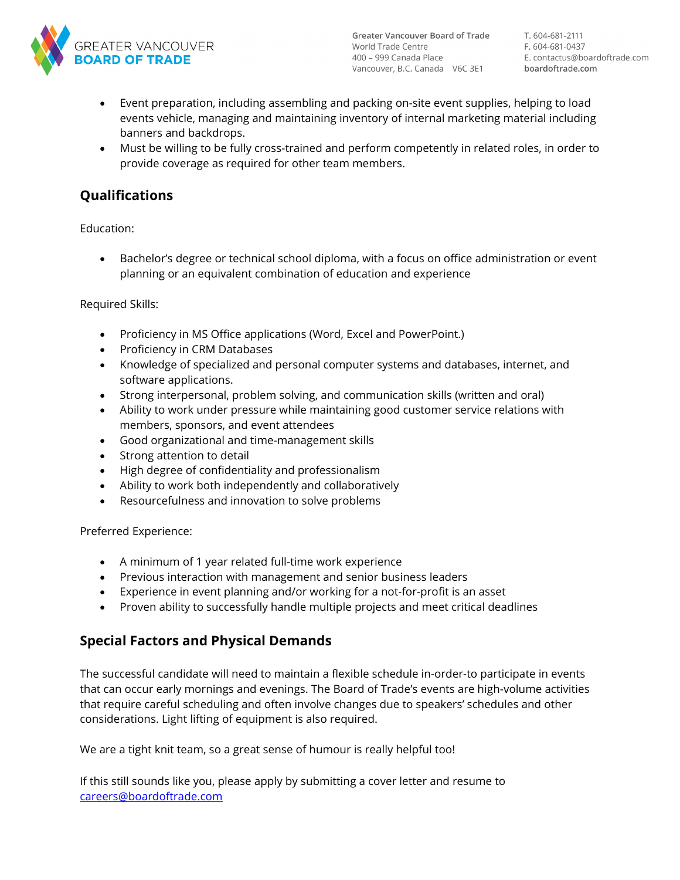- Event preparation, including assembling and packing on-site event supplies, helping to load events vehicle, managing and maintaining inventory of internal marketing material including banners and backdrops.
- Must be willing to be fully cross-trained and perform competently in related roles, in order to provide coverage as required for other team members.

## Qualifications

Education:

- Bachelor's degree or technical school diploma, with a focus on office administration or event planning or an equivalent combination of education and experience

Required Skills:

- Proficiency in MS Office applications (Word, Excel and PowerPoint.)
- Proficiency in CRM Databases
- Knowledge of specialized and personal computer systems and databases, internet, and software applications.
- Strong interpersonal, problem solving, and communication skills (written and oral)
- Ability to work under pressure while maintaining good customer service relations with members, sponsors, and event attendees
- Good organizational and time-management skills
- Strong attention to detail
- High degree of confidentiality and professionalism
- Ability to work both independently and collaboratively
- Resourcefulness and innovation to solve problems

Preferred Experience:

- A minimum of 1 year related full-time work experience
- Previous interaction with management and senior business leaders
- Experience in event planning and/or working for a not-for-profit is an asset
- Proven ability to successfully handle multiple projects and meet critical deadlines

## Special Factors and Physical Demands

The successful candidate will need to maintain a flexible schedule in-order-to participate in events that can occur early mornings and evenings. The Board of Trade's events are high-volume activities that require careful scheduling and often involve changes due to speakers' schedules and other considerations. Light lifting of equipment is also required.

We are a tight knit team, so a great sense of humour is really helpful too!

If this still sounds like you, please apply by submitting a cover letter and resume to careers@boardoftrade.com